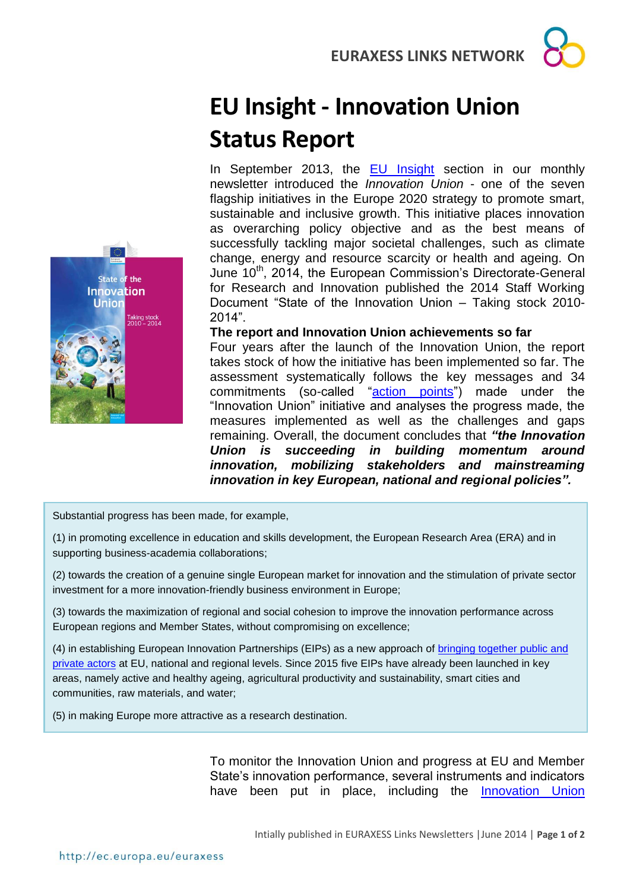# EU Insight - Innovation Union Status Report

In September 2013, the EU Insight section in our monthly newsletter introduced the *Innovation Union* - one of the seven flagship initiatives in the Europe 2020 strategy to promote smart, sustainable and inclusive growth. This initiative places innovation as overarching policy objective and as the best means of successfully tackling major societal challenges, such as climate change, energy and resource scarcity or health and ageing. On June 10th, 2014, the European Commission's Directorate-General for Research and Innovation published the 2014 Staff Working Document "State of the Innovation Union – Taking stock 2010-2014".

**The report and Innovation Union achievements so far**

Four years after the launch of the Innovation Union, the report takes stock of how the initiative has been implemented so far. The assessment systematically follows the key messages and 34 commitments (so-called "action points") made under the "Innovation Union" initiative and analyses the progress made, the measures implemented as well as the challenges and gaps remaining. Overall, the document concludes that ***"the Innovation Union is succeeding in building momentum around innovation, mobilizing stakeholders and mainstreaming innovation in key European, national and regional policies".***

Substantial progress has been made, for example,

(1) in promoting excellence in education and skills development, the European Research Area (ERA) and in supporting business-academia collaborations;

(2) towards the creation of a genuine single European market for innovation and the stimulation of private sector investment for a more innovation-friendly business environment in Europe;

(3) towards the maximization of regional and social cohesion to improve the innovation performance across European regions and Member States, without compromising on excellence;

(4) in establishing European Innovation Partnerships (EIPs) as a new approach of bringing together public and private actors at EU, national and regional levels. Since 2015 five EIPs have already been launched in key areas, namely active and healthy ageing, agricultural productivity and sustainability, smart cities and communities, raw materials, and water;

(5) in making Europe more attractive as a research destination.

To monitor the Innovation Union and progress at EU and Member State's innovation performance, several instruments and indicators have been put in place, including the Innovation Union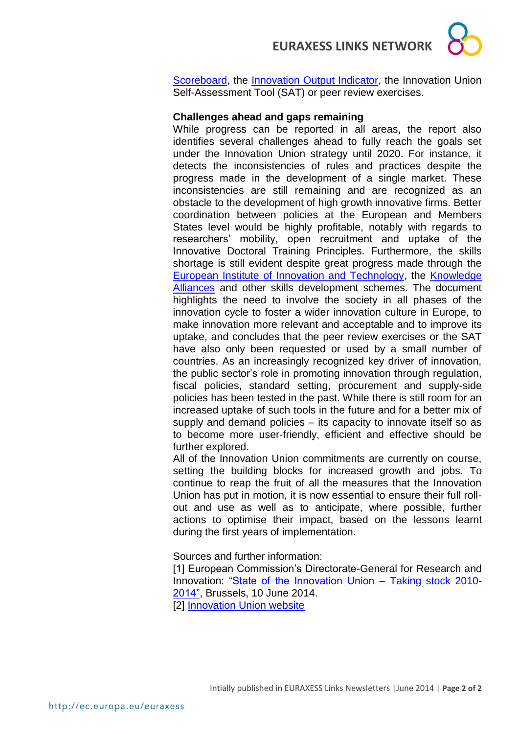Scoreboard, the Innovation Output Indicator, the Innovation Union Self-Assessment Tool (SAT) or peer review exercises.

**Challenges ahead and gaps remaining**

While progress can be reported in all areas, the report also identifies several challenges ahead to fully reach the goals set under the Innovation Union strategy until 2020. For instance, it detects the inconsistencies of rules and practices despite the progress made in the development of a single market. These inconsistencies are still remaining and are recognized as an obstacle to the development of high growth innovative firms. Better coordination between policies at the European and Members States level would be highly profitable, notably with regards to researchers' mobility, open recruitment and uptake of the Innovative Doctoral Training Principles. Furthermore, the skills shortage is still evident despite great progress made through the European Institute of Innovation and Technology, the Knowledge Alliances and other skills development schemes. The document highlights the need to involve the society in all phases of the innovation cycle to foster a wider innovation culture in Europe, to make innovation more relevant and acceptable and to improve its uptake, and concludes that the peer review exercises or the SAT have also only been requested or used by a small number of countries. As an increasingly recognized key driver of innovation, the public sector's role in promoting innovation through regulation, fiscal policies, standard setting, procurement and supply-side policies has been tested in the past. While there is still room for an increased uptake of such tools in the future and for a better mix of supply and demand policies – its capacity to innovate itself so as to become more user-friendly, efficient and effective should be further explored.

All of the Innovation Union commitments are currently on course, setting the building blocks for increased growth and jobs. To continue to reap the fruit of all the measures that the Innovation Union has put in motion, it is now essential to ensure their full roll-out and use as well as to anticipate, where possible, further actions to optimise their impact, based on the lessons learnt during the first years of implementation.

Sources and further information:

[1] European Commission's Directorate-General for Research and Innovation: "State of the Innovation Union – Taking stock 2010-2014", Brussels, 10 June 2014.

[2] Innovation Union website